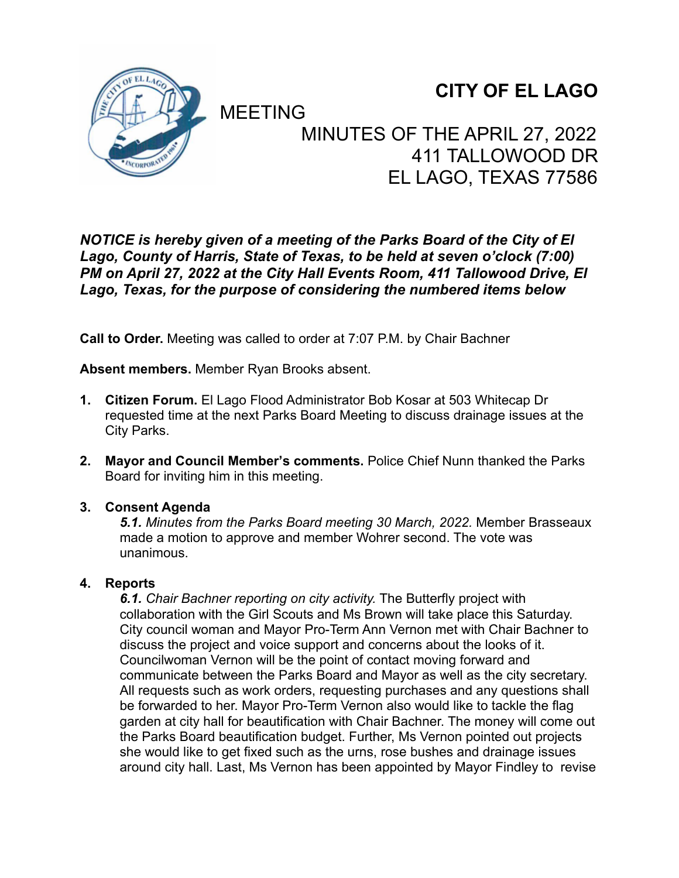# CITY OF EL LAGO

MEETING

MINUTES OF THE APRIL 27, 2022
411 TALLOWOOD DR
EL LAGO, TEXAS 77586

***NOTICE is hereby given of a meeting of the Parks Board of the City of El Lago, County of Harris, State of Texas, to be held at seven o'clock (7:00) PM on April 27, 2022 at the City Hall Events Room, 411 Tallowood Drive, El Lago, Texas, for the purpose of considering the numbered items below***

**Call to Order.** Meeting was called to order at 7:07 P.M. by Chair Bachner

**Absent members.** Member Ryan Brooks absent.

1. **Citizen Forum.** El Lago Flood Administrator Bob Kosar at 503 Whitecap Dr requested time at the next Parks Board Meeting to discuss drainage issues at the City Parks.

2. **Mayor and Council Member's comments.** Police Chief Nunn thanked the Parks Board for inviting him in this meeting.

3. **Consent Agenda**

   ***5.1.*** *Minutes from the Parks Board meeting 30 March, 2022.* Member Brasseaux made a motion to approve and member Wohrer second. The vote was unanimous.

4. **Reports**

   ***6.1.*** *Chair Bachner reporting on city activity.* The Butterfly project with collaboration with the Girl Scouts and Ms Brown will take place this Saturday. City council woman and Mayor Pro-Term Ann Vernon met with Chair Bachner to discuss the project and voice support and concerns about the looks of it. Councilwoman Vernon will be the point of contact moving forward and communicate between the Parks Board and Mayor as well as the city secretary. All requests such as work orders, requesting purchases and any questions shall be forwarded to her. Mayor Pro-Term Vernon also would like to tackle the flag garden at city hall for beautification with Chair Bachner. The money will come out the Parks Board beautification budget. Further, Ms Vernon pointed out projects she would like to get fixed such as the urns, rose bushes and drainage issues around city hall. Last, Ms Vernon has been appointed by Mayor Findley to revise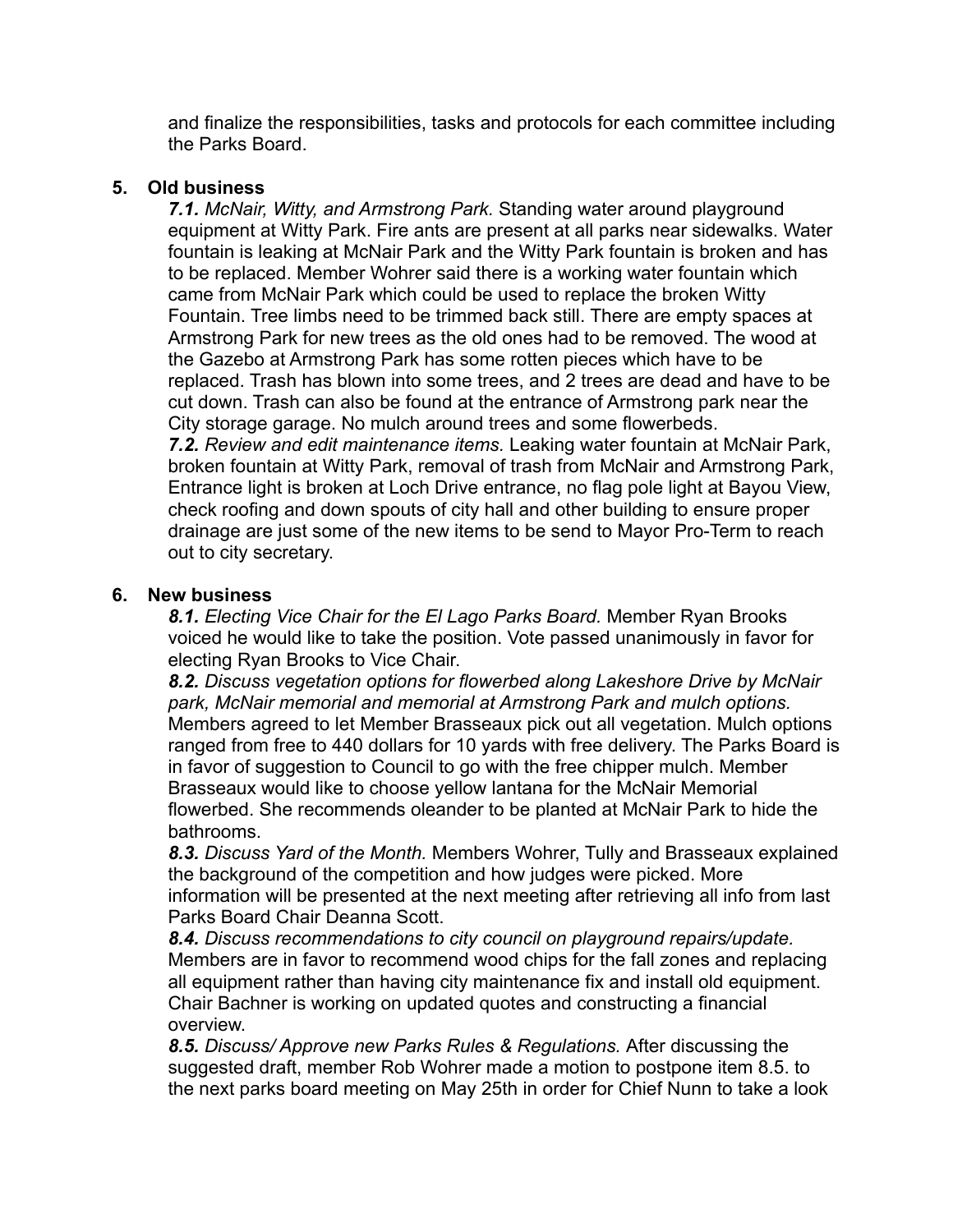and finalize the responsibilities, tasks and protocols for each committee including the Parks Board.

5. **Old business**

   ***7.1.*** *McNair, Witty, and Armstrong Park.* Standing water around playground equipment at Witty Park. Fire ants are present at all parks near sidewalks. Water fountain is leaking at McNair Park and the Witty Park fountain is broken and has to be replaced. Member Wohrer said there is a working water fountain which came from McNair Park which could be used to replace the broken Witty Fountain. Tree limbs need to be trimmed back still. There are empty spaces at Armstrong Park for new trees as the old ones had to be removed. The wood at the Gazebo at Armstrong Park has some rotten pieces which have to be replaced. Trash has blown into some trees, and 2 trees are dead and have to be cut down. Trash can also be found at the entrance of Armstrong park near the City storage garage. No mulch around trees and some flowerbeds.

   ***7.2.*** *Review and edit maintenance items.* Leaking water fountain at McNair Park, broken fountain at Witty Park, removal of trash from McNair and Armstrong Park, Entrance light is broken at Loch Drive entrance, no flag pole light at Bayou View, check roofing and down spouts of city hall and other building to ensure proper drainage are just some of the new items to be send to Mayor Pro-Term to reach out to city secretary.

6. **New business**

   ***8.1.*** *Electing Vice Chair for the El Lago Parks Board.* Member Ryan Brooks voiced he would like to take the position. Vote passed unanimously in favor for electing Ryan Brooks to Vice Chair.

   ***8.2.*** *Discuss vegetation options for flowerbed along Lakeshore Drive by McNair park, McNair memorial and memorial at Armstrong Park and mulch options.* Members agreed to let Member Brasseaux pick out all vegetation. Mulch options ranged from free to 440 dollars for 10 yards with free delivery. The Parks Board is in favor of suggestion to Council to go with the free chipper mulch. Member Brasseaux would like to choose yellow lantana for the McNair Memorial flowerbed. She recommends oleander to be planted at McNair Park to hide the bathrooms.

   ***8.3.*** *Discuss Yard of the Month.* Members Wohrer, Tully and Brasseaux explained the background of the competition and how judges were picked. More information will be presented at the next meeting after retrieving all info from last Parks Board Chair Deanna Scott.

   ***8.4.*** *Discuss recommendations to city council on playground repairs/update.* Members are in favor to recommend wood chips for the fall zones and replacing all equipment rather than having city maintenance fix and install old equipment. Chair Bachner is working on updated quotes and constructing a financial overview.

   ***8.5.*** *Discuss/ Approve new Parks Rules & Regulations.* After discussing the suggested draft, member Rob Wohrer made a motion to postpone item 8.5. to the next parks board meeting on May 25th in order for Chief Nunn to take a look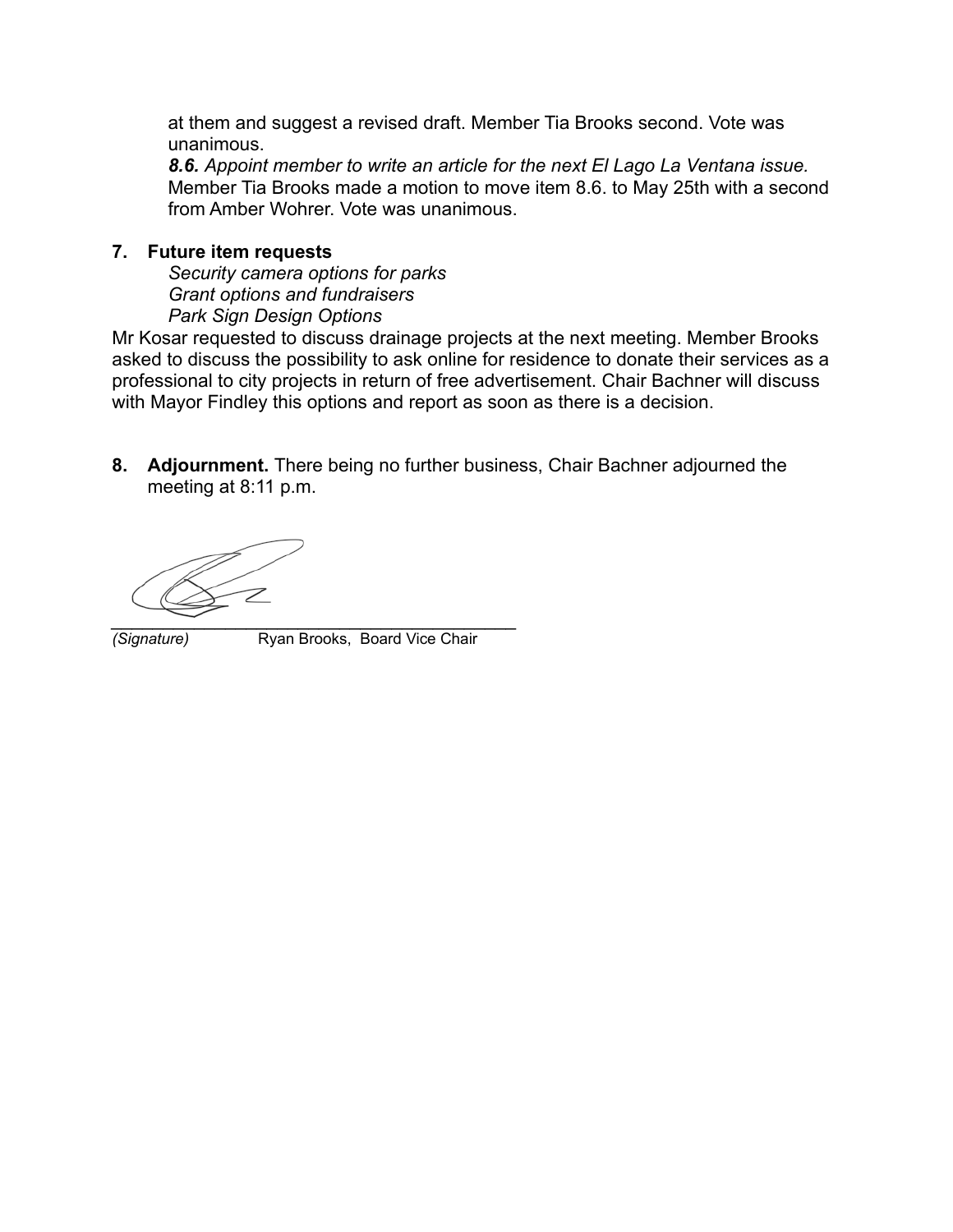at them and suggest a revised draft. Member Tia Brooks second. Vote was unanimous.

***8.6.*** *Appoint member to write an article for the next El Lago La Ventana issue.* Member Tia Brooks made a motion to move item 8.6. to May 25th with a second from Amber Wohrer. Vote was unanimous.

**7. Future item requests**

*Security camera options for parks*
*Grant options and fundraisers*
*Park Sign Design Options*

Mr Kosar requested to discuss drainage projects at the next meeting. Member Brooks asked to discuss the possibility to ask online for residence to donate their services as a professional to city projects in return of free advertisement. Chair Bachner will discuss with Mayor Findley this options and report as soon as there is a decision.

**8. Adjournment.** There being no further business, Chair Bachner adjourned the meeting at 8:11 p.m.

\_\_\_\_\_\_\_\_\_\_\_\_\_\_\_\_\_\_\_\_\_\_\_\_\_\_\_\_\_\_\_\_\_\_\_\_\_\_\_\_\_\_\_\_

*(Signature)* Ryan Brooks, Board Vice Chair